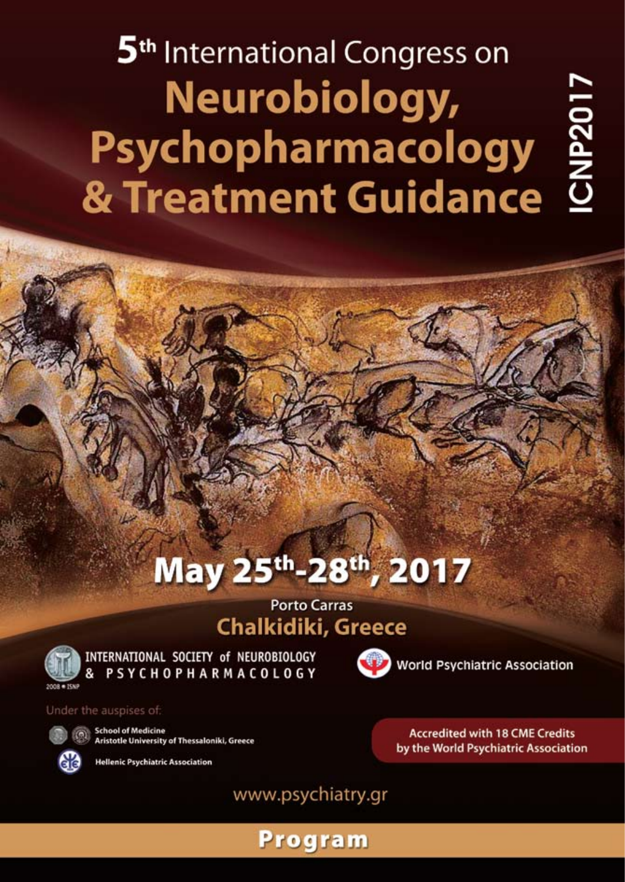# 5th International Congress on Neurobiology, Psychopharmacology & Treatment Guidance

ICNP2017

## May 25th-28th, 2017

Porto Carras
**Chalkidiki, Greece**

INTERNATIONAL SOCIETY of NEUROBIOLOGY & PSYCHOPHARMACOLOGY

2008 • ISNP

World Psychiatric Association

Under the auspises of:

School of Medicine
Aristotle University of Thessaloniki, Greece

Hellenic Psychiatric Association

Accredited with 18 CME Credits by the World Psychiatric Association

www.psychiatry.gr

## Program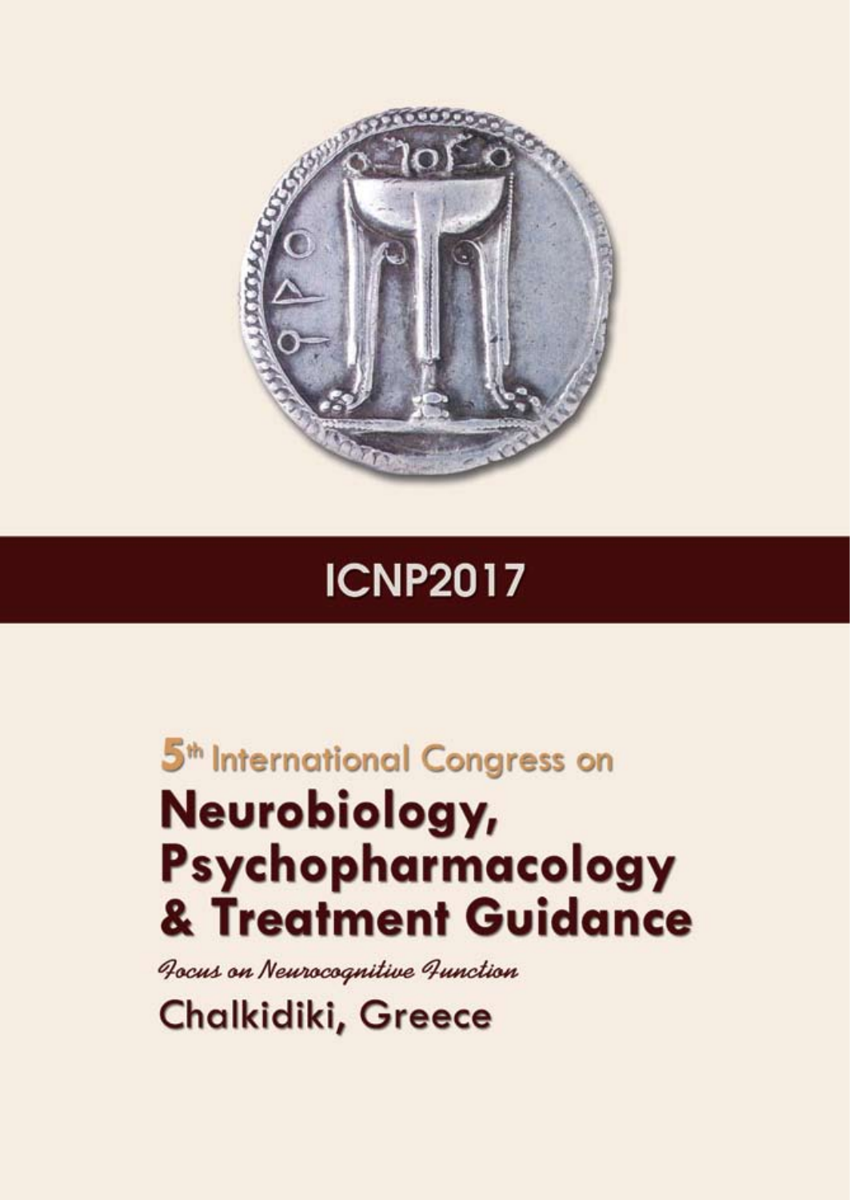# ICNP2017

## 5th International Congress on

# Neurobiology, Psychopharmacology & Treatment Guidance

*Focus on Neurocognitive Function*

Chalkidiki, Greece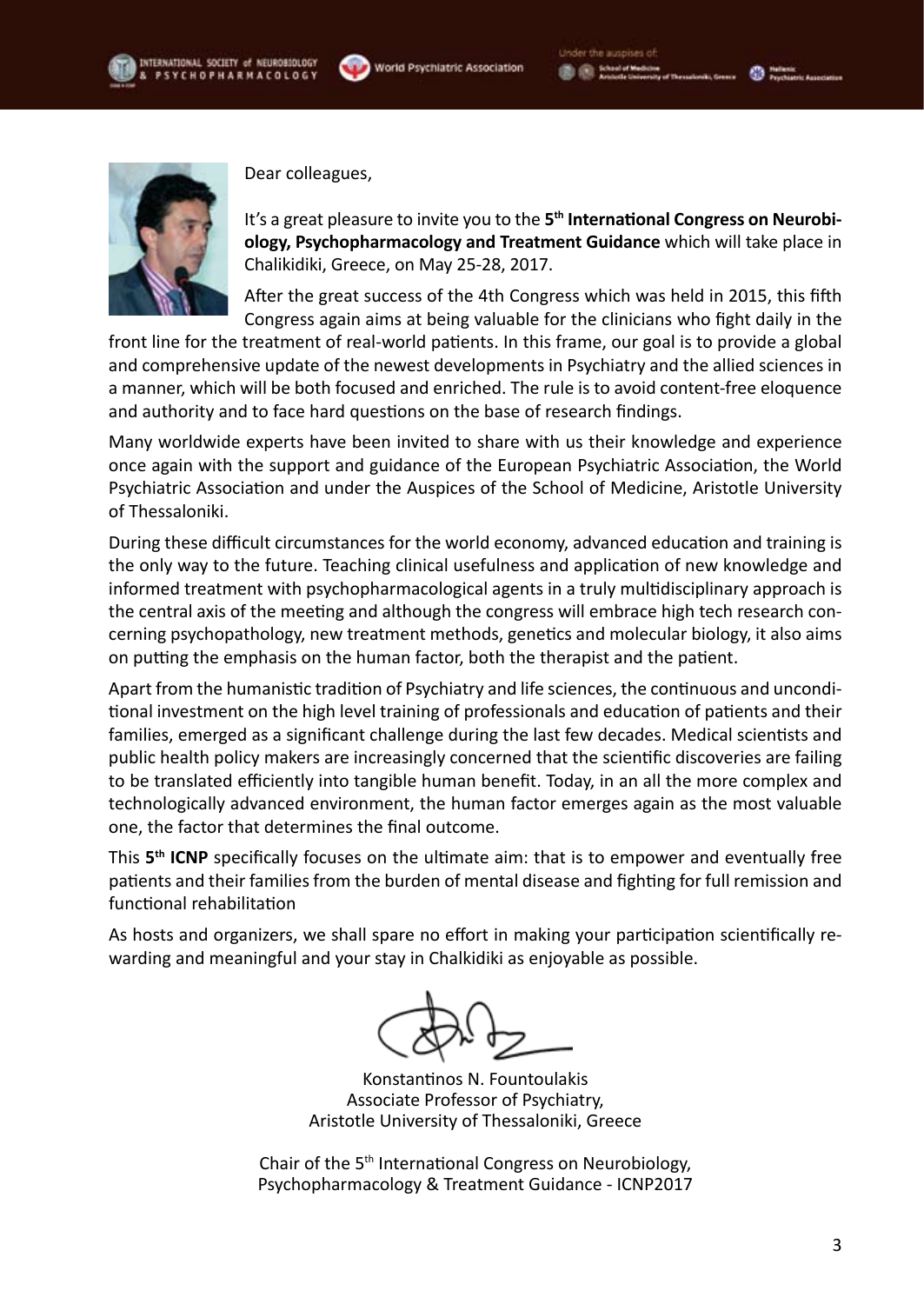Dear colleagues,

It's a great pleasure to invite you to the **5th International Congress on Neurobiology, Psychopharmacology and Treatment Guidance** which will take place in Chalikidiki, Greece, on May 25-28, 2017.

After the great success of the 4th Congress which was held in 2015, this fifth Congress again aims at being valuable for the clinicians who fight daily in the front line for the treatment of real-world patients. In this frame, our goal is to provide a global and comprehensive update of the newest developments in Psychiatry and the allied sciences in a manner, which will be both focused and enriched. The rule is to avoid content-free eloquence and authority and to face hard questions on the base of research findings.

Many worldwide experts have been invited to share with us their knowledge and experience once again with the support and guidance of the European Psychiatric Association, the World Psychiatric Association and under the Auspices of the School of Medicine, Aristotle University of Thessaloniki.

During these difficult circumstances for the world economy, advanced education and training is the only way to the future. Teaching clinical usefulness and application of new knowledge and informed treatment with psychopharmacological agents in a truly multidisciplinary approach is the central axis of the meeting and although the congress will embrace high tech research concerning psychopathology, new treatment methods, genetics and molecular biology, it also aims on putting the emphasis on the human factor, both the therapist and the patient.

Apart from the humanistic tradition of Psychiatry and life sciences, the continuous and unconditional investment on the high level training of professionals and education of patients and their families, emerged as a significant challenge during the last few decades. Medical scientists and public health policy makers are increasingly concerned that the scientific discoveries are failing to be translated efficiently into tangible human benefit. Today, in an all the more complex and technologically advanced environment, the human factor emerges again as the most valuable one, the factor that determines the final outcome.

This **5th ICNP** specifically focuses on the ultimate aim: that is to empower and eventually free patients and their families from the burden of mental disease and fighting for full remission and functional rehabilitation

As hosts and organizers, we shall spare no effort in making your participation scientifically rewarding and meaningful and your stay in Chalkidiki as enjoyable as possible.

Konstantinos N. Fountoulakis
Associate Professor of Psychiatry,
Aristotle University of Thessaloniki, Greece

Chair of the 5th International Congress on Neurobiology, Psychopharmacology & Treatment Guidance - ICNP2017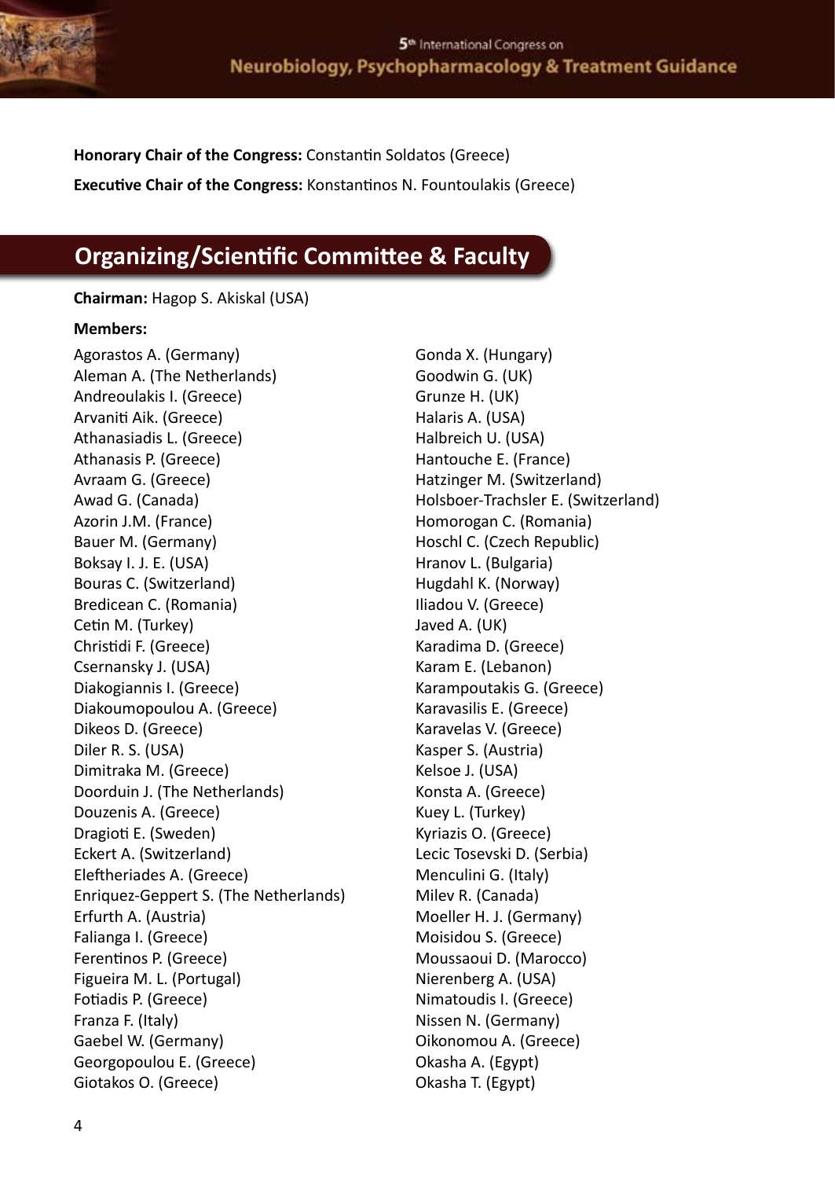**Honorary Chair of the Congress:** Constantin Soldatos (Greece)

**Executive Chair of the Congress:** Konstantinos N. Fountoulakis (Greece)

## Organizing/Scientific Committee & Faculty

**Chairman:** Hagop S. Akiskal (USA)

**Members:**

Agorastos A. (Germany)
Aleman A. (The Netherlands)
Andreoulakis I. (Greece)
Arvaniti Aik. (Greece)
Athanasiadis L. (Greece)
Athanasis P. (Greece)
Avraam G. (Greece)
Awad G. (Canada)
Azorin J.M. (France)
Bauer M. (Germany)
Boksay I. J. E. (USA)
Bouras C. (Switzerland)
Bredicean C. (Romania)
Cetin M. (Turkey)
Christidi F. (Greece)
Csernansky J. (USA)
Diakogiannis I. (Greece)
Diakoumopoulou A. (Greece)
Dikeos D. (Greece)
Diler R. S. (USA)
Dimitraka M. (Greece)
Doorduin J. (The Netherlands)
Douzenis A. (Greece)
Dragioti E. (Sweden)
Eckert A. (Switzerland)
Eleftheriades A. (Greece)
Enriquez-Geppert S. (The Netherlands)
Erfurth A. (Austria)
Falianga I. (Greece)
Ferentinos P. (Greece)
Figueira M. L. (Portugal)
Fotiadis P. (Greece)
Franza F. (Italy)
Gaebel W. (Germany)
Georgopoulou E. (Greece)
Giotakos O. (Greece)
Gonda X. (Hungary)
Goodwin G. (UK)
Grunze H. (UK)
Halaris A. (USA)
Halbreich U. (USA)
Hantouche E. (France)
Hatzinger M. (Switzerland)
Holsboer-Trachsler E. (Switzerland)
Homorogan C. (Romania)
Hoschl C. (Czech Republic)
Hranov L. (Bulgaria)
Hugdahl K. (Norway)
Iliadou V. (Greece)
Javed A. (UK)
Karadima D. (Greece)
Karam E. (Lebanon)
Karampoutakis G. (Greece)
Karavasilis E. (Greece)
Karavelas V. (Greece)
Kasper S. (Austria)
Kelsoe J. (USA)
Konsta A. (Greece)
Kuey L. (Turkey)
Kyriazis O. (Greece)
Lecic Tosevski D. (Serbia)
Menculini G. (Italy)
Milev R. (Canada)
Moeller H. J. (Germany)
Moisidou S. (Greece)
Moussaoui D. (Marocco)
Nierenberg A. (USA)
Nimatoudis I. (Greece)
Nissen N. (Germany)
Oikonomou A. (Greece)
Okasha A. (Egypt)
Okasha T. (Egypt)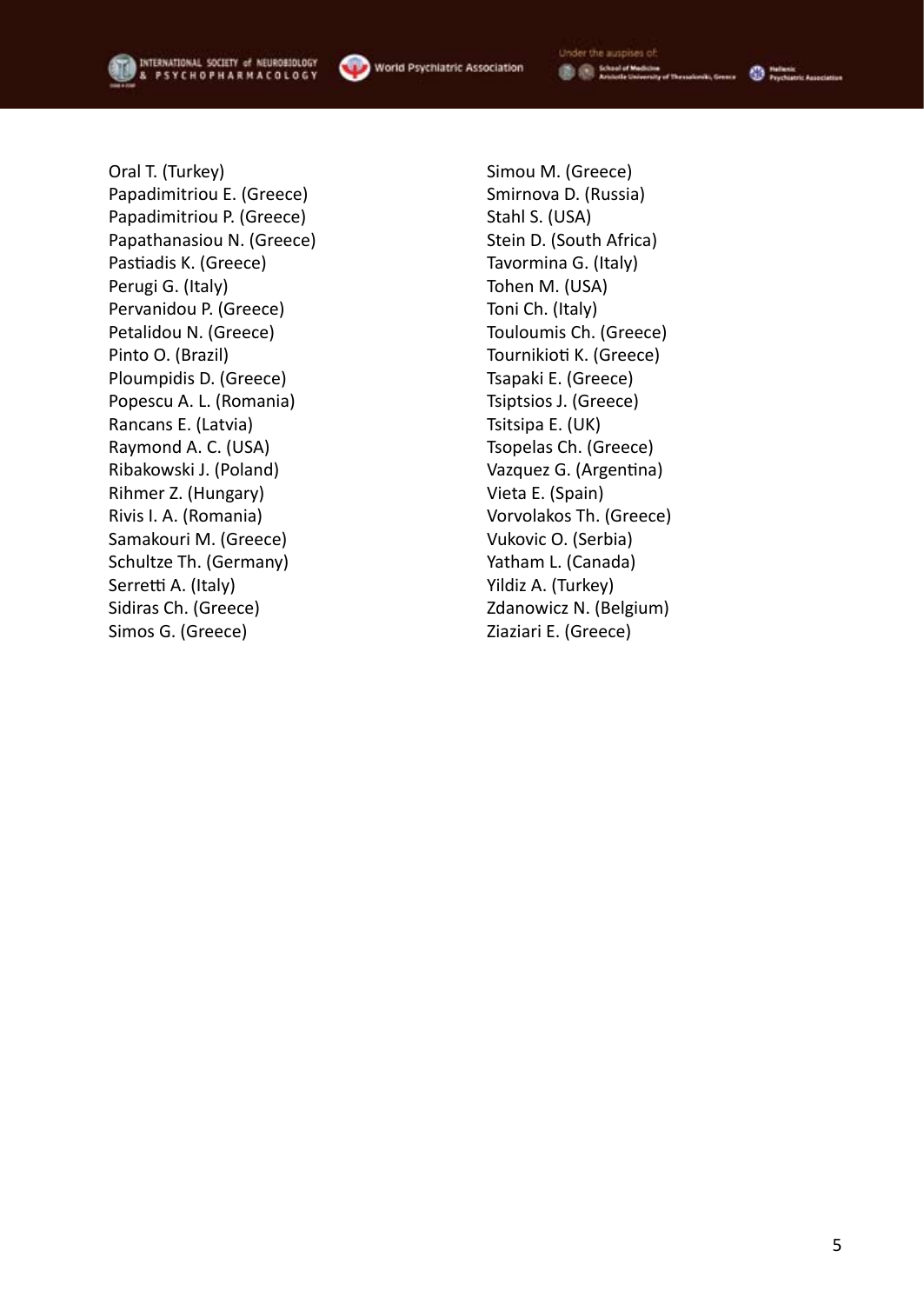Oral T. (Turkey)
Papadimitriou E. (Greece)
Papadimitriou P. (Greece)
Papathanasiou N. (Greece)
Pastiadis K. (Greece)
Perugi G. (Italy)
Pervanidou P. (Greece)
Petalidou N. (Greece)
Pinto O. (Brazil)
Ploumpidis D. (Greece)
Popescu A. L. (Romania)
Rancans E. (Latvia)
Raymond A. C. (USA)
Ribakowski J. (Poland)
Rihmer Z. (Hungary)
Rivis I. A. (Romania)
Samakouri M. (Greece)
Schultze Th. (Germany)
Serretti A. (Italy)
Sidiras Ch. (Greece)
Simos G. (Greece)
Simou M. (Greece)
Smirnova D. (Russia)
Stahl S. (USA)
Stein D. (South Africa)
Tavormina G. (Italy)
Tohen M. (USA)
Toni Ch. (Italy)
Touloumis Ch. (Greece)
Tournikioti K. (Greece)
Tsapaki E. (Greece)
Tsiptsios J. (Greece)
Tsitsipa E. (UK)
Tsopelas Ch. (Greece)
Vazquez G. (Argentina)
Vieta E. (Spain)
Vorvolakos Th. (Greece)
Vukovic O. (Serbia)
Yatham L. (Canada)
Yildiz A. (Turkey)
Zdanowicz N. (Belgium)
Ziaziari E. (Greece)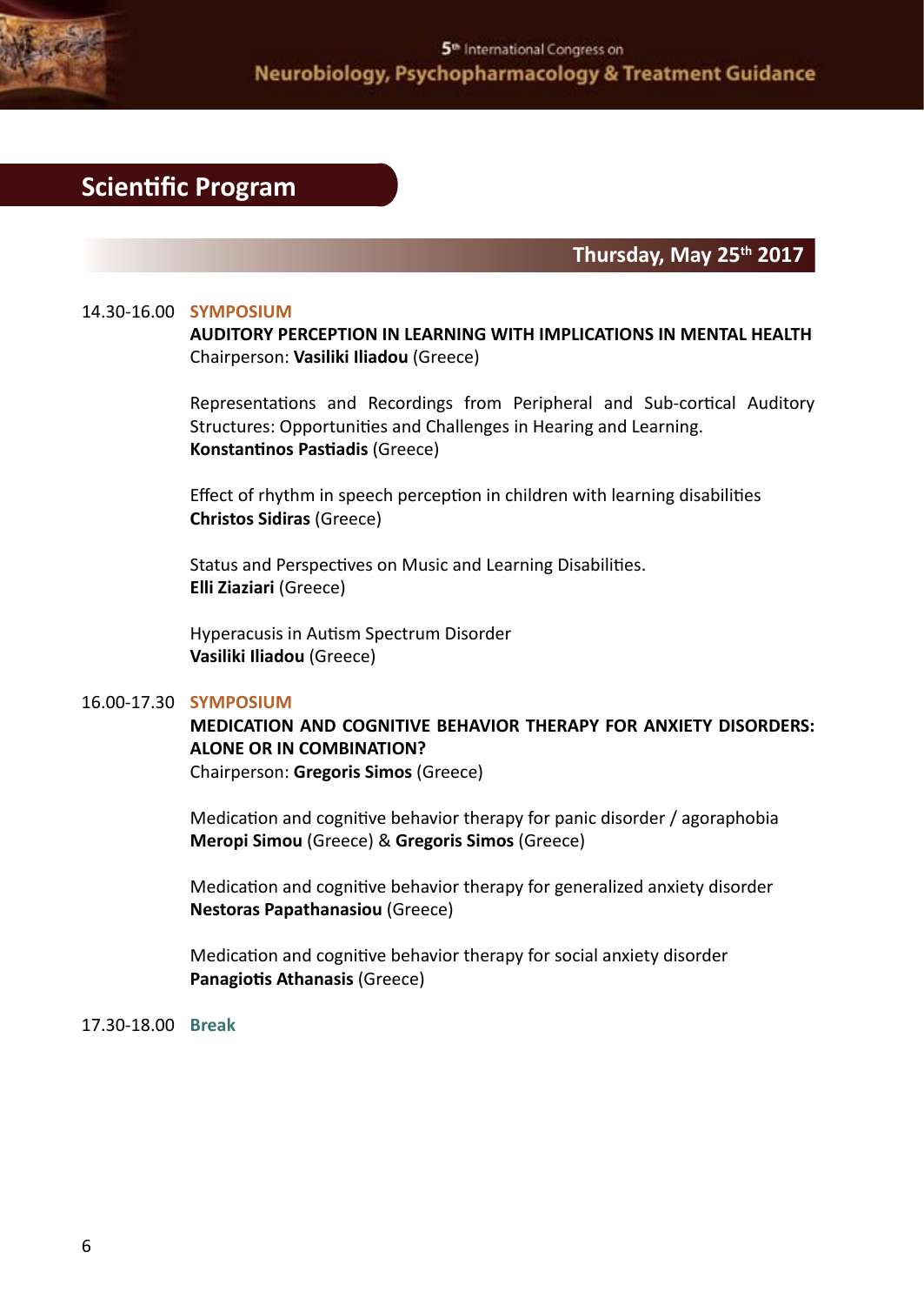## Scientific Program

### Thursday, May 25th 2017

**14.30-16.00 SYMPOSIUM**

**AUDITORY PERCEPTION IN LEARNING WITH IMPLICATIONS IN MENTAL HEALTH**
Chairperson: **Vasiliki Iliadou** (Greece)

Representations and Recordings from Peripheral and Sub-cortical Auditory Structures: Opportunities and Challenges in Hearing and Learning.
**Konstantinos Pastiadis** (Greece)

Effect of rhythm in speech perception in children with learning disabilities
**Christos Sidiras** (Greece)

Status and Perspectives on Music and Learning Disabilities.
**Elli Ziaziari** (Greece)

Hyperacusis in Autism Spectrum Disorder
**Vasiliki Iliadou** (Greece)

**16.00-17.30 SYMPOSIUM**

**MEDICATION AND COGNITIVE BEHAVIOR THERAPY FOR ANXIETY DISORDERS: ALONE OR IN COMBINATION?**
Chairperson: **Gregoris Simos** (Greece)

Medication and cognitive behavior therapy for panic disorder / agoraphobia
**Meropi Simou** (Greece) & **Gregoris Simos** (Greece)

Medication and cognitive behavior therapy for generalized anxiety disorder
**Nestoras Papathanasiou** (Greece)

Medication and cognitive behavior therapy for social anxiety disorder
**Panagiotis Athanasis** (Greece)

**17.30-18.00 Break**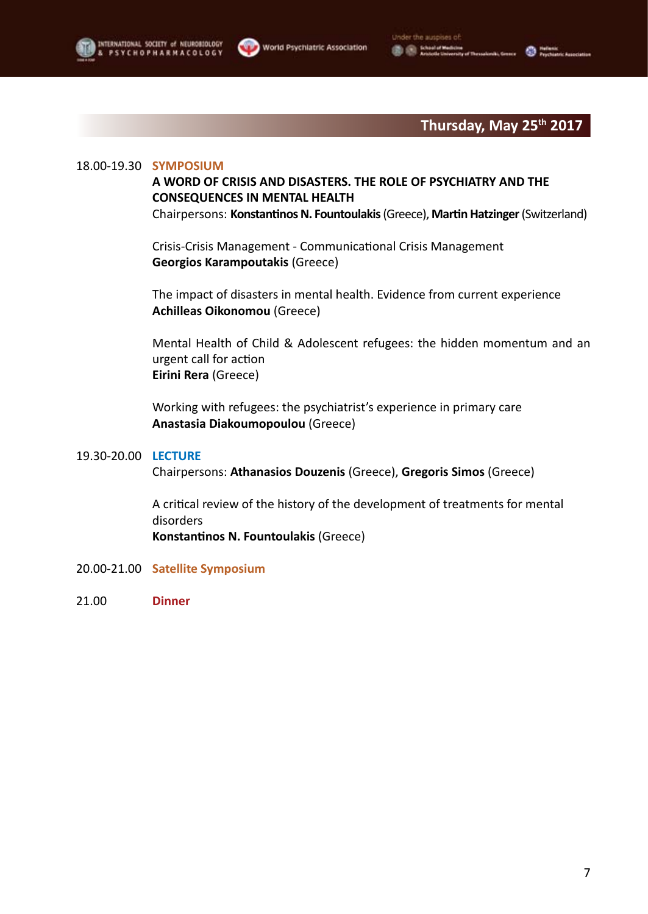## Thursday, May 25th 2017

18.00-19.30 **SYMPOSIUM**

**A WORD OF CRISIS AND DISASTERS. THE ROLE OF PSYCHIATRY AND THE CONSEQUENCES IN MENTAL HEALTH**

Chairpersons: **Konstantinos N. Fountoulakis** (Greece), **Martin Hatzinger** (Switzerland)

Crisis-Crisis Management - Communicational Crisis Management
**Georgios Karampoutakis** (Greece)

The impact of disasters in mental health. Evidence from current experience
**Achilleas Oikonomou** (Greece)

Mental Health of Child & Adolescent refugees: the hidden momentum and an urgent call for action
**Eirini Rera** (Greece)

Working with refugees: the psychiatrist's experience in primary care
**Anastasia Diakoumopoulou** (Greece)

19.30-20.00 **LECTURE**

Chairpersons: **Athanasios Douzenis** (Greece), **Gregoris Simos** (Greece)

A critical review of the history of the development of treatments for mental disorders
**Konstantinos N. Fountoulakis** (Greece)

20.00-21.00 **Satellite Symposium**

21.00 **Dinner**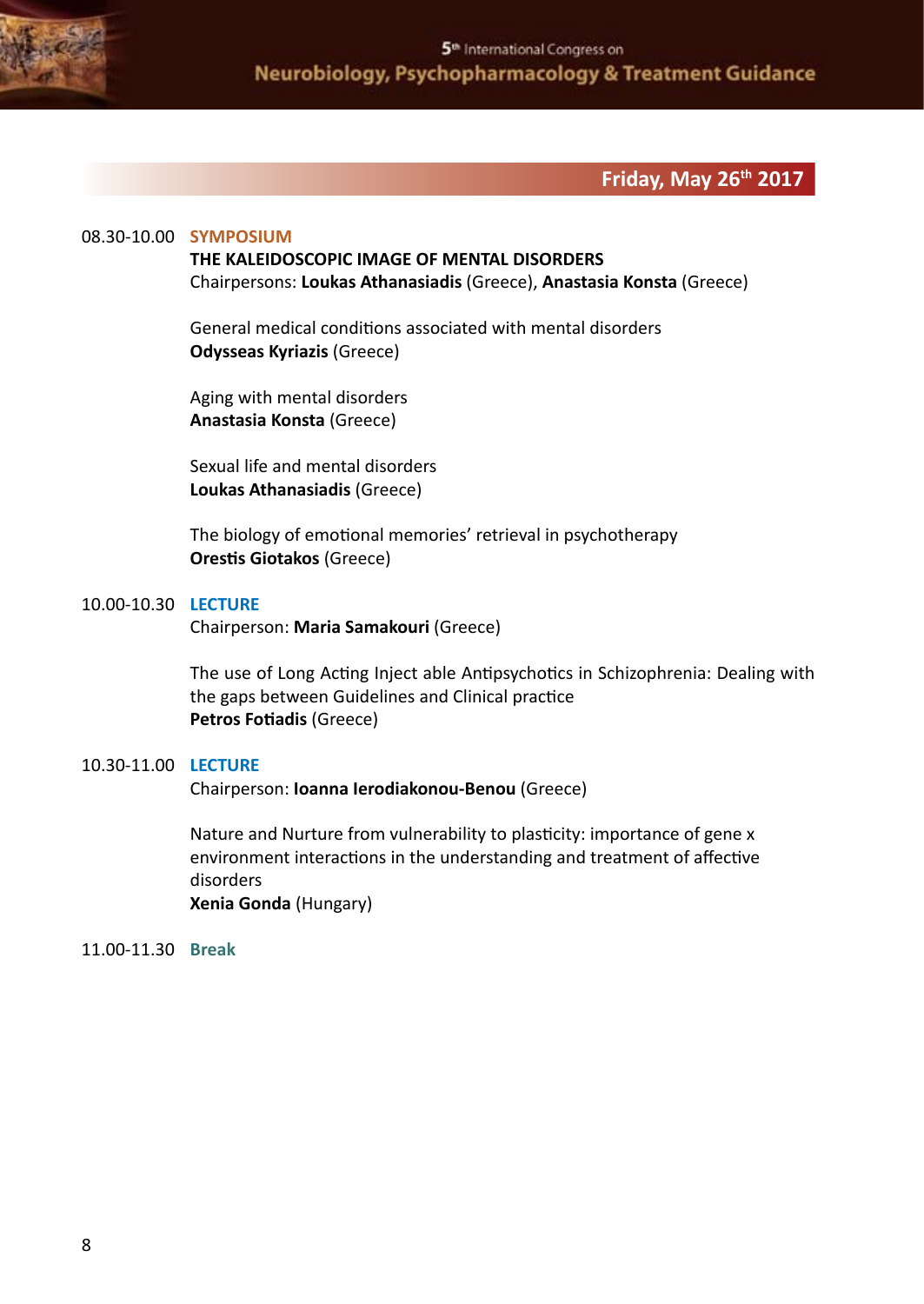## Friday, May 26th 2017

08.30-10.00 **SYMPOSIUM**

**THE KALEIDOSCOPIC IMAGE OF MENTAL DISORDERS**

Chairpersons: **Loukas Athanasiadis** (Greece), **Anastasia Konsta** (Greece)

General medical conditions associated with mental disorders
**Odysseas Kyriazis** (Greece)

Aging with mental disorders
**Anastasia Konsta** (Greece)

Sexual life and mental disorders
**Loukas Athanasiadis** (Greece)

The biology of emotional memories' retrieval in psychotherapy
**Orestis Giotakos** (Greece)

10.00-10.30 **LECTURE**

Chairperson: **Maria Samakouri** (Greece)

The use of Long Acting Inject able Antipsychotics in Schizophrenia: Dealing with the gaps between Guidelines and Clinical practice
**Petros Fotiadis** (Greece)

10.30-11.00 **LECTURE**

Chairperson: **Ioanna Ierodiakonou-Benou** (Greece)

Nature and Nurture from vulnerability to plasticity: importance of gene x environment interactions in the understanding and treatment of affective disorders
**Xenia Gonda** (Hungary)

11.00-11.30 **Break**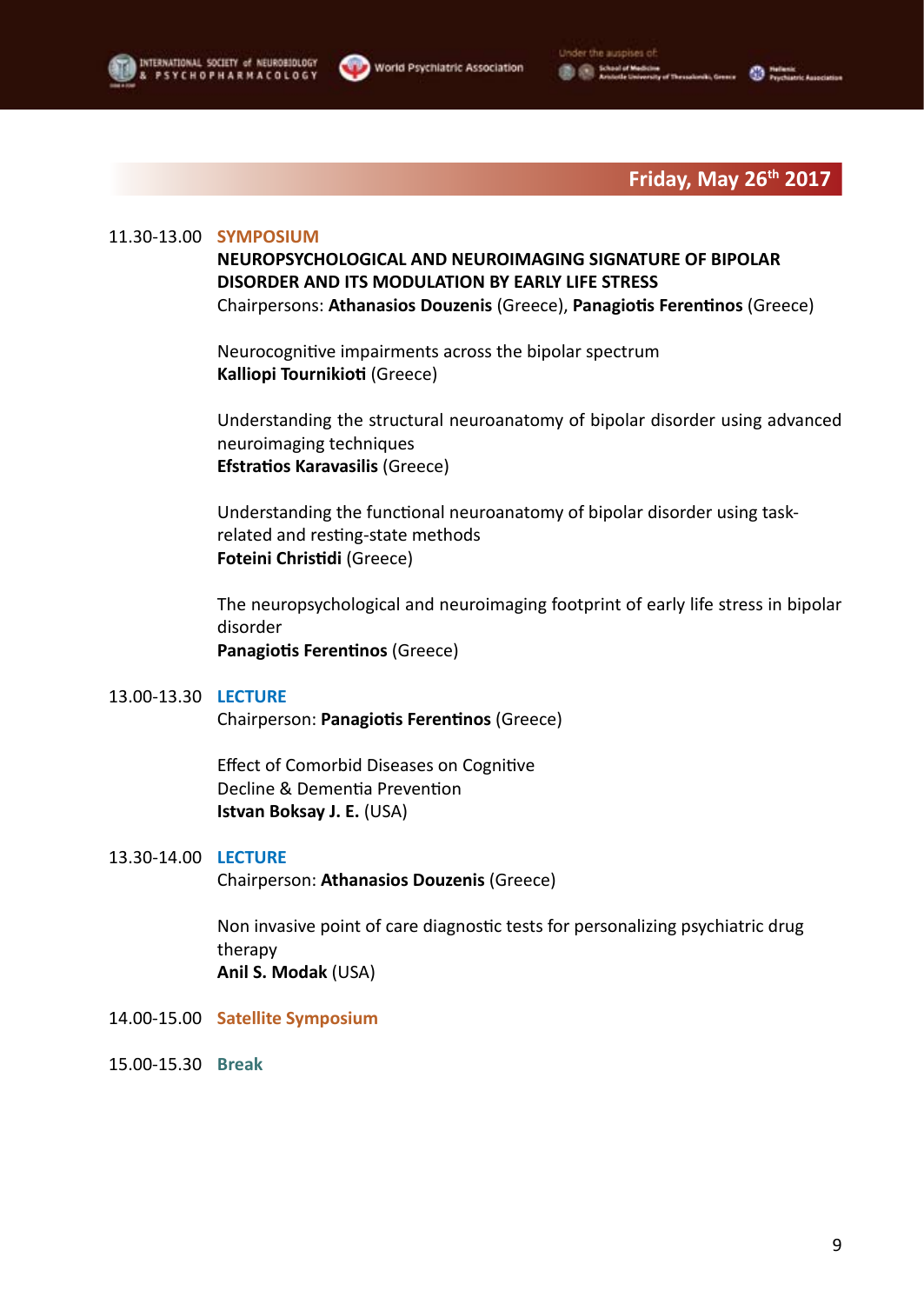## Friday, May 26th 2017

11.30-13.00 **SYMPOSIUM**

**NEUROPSYCHOLOGICAL AND NEUROIMAGING SIGNATURE OF BIPOLAR DISORDER AND ITS MODULATION BY EARLY LIFE STRESS**

Chairpersons: **Athanasios Douzenis** (Greece), **Panagiotis Ferentinos** (Greece)

Neurocognitive impairments across the bipolar spectrum
**Kalliopi Tournikioti** (Greece)

Understanding the structural neuroanatomy of bipolar disorder using advanced neuroimaging techniques
**Efstratios Karavasilis** (Greece)

Understanding the functional neuroanatomy of bipolar disorder using task-related and resting-state methods
**Foteini Christidi** (Greece)

The neuropsychological and neuroimaging footprint of early life stress in bipolar disorder
**Panagiotis Ferentinos** (Greece)

13.00-13.30 **LECTURE**

Chairperson: **Panagiotis Ferentinos** (Greece)

Effect of Comorbid Diseases on Cognitive Decline & Dementia Prevention
**Istvan Boksay J. E.** (USA)

13.30-14.00 **LECTURE**

Chairperson: **Athanasios Douzenis** (Greece)

Non invasive point of care diagnostic tests for personalizing psychiatric drug therapy
**Anil S. Modak** (USA)

14.00-15.00 **Satellite Symposium**

15.00-15.30 **Break**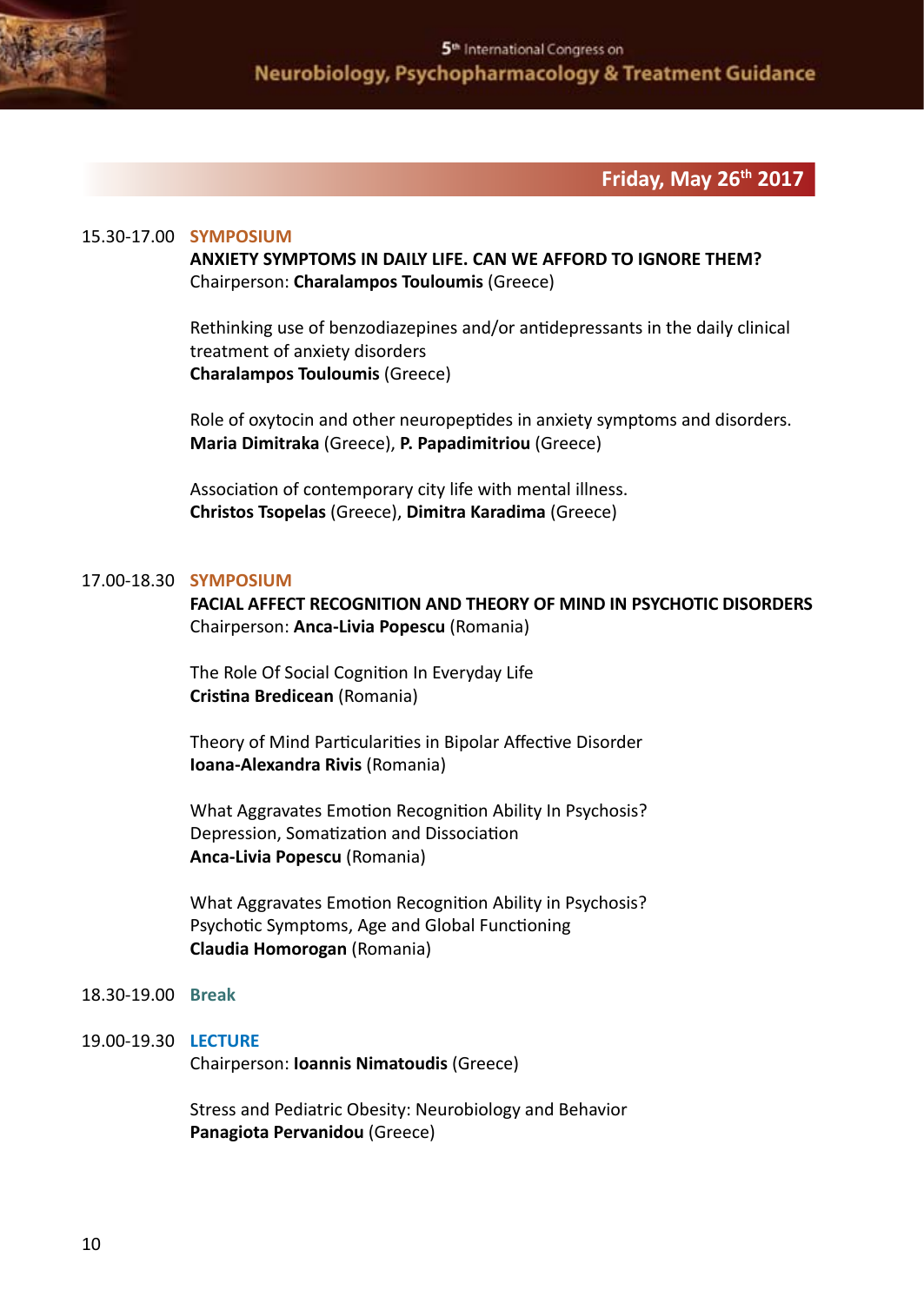## Friday, May 26th 2017

15.30-17.00 **SYMPOSIUM**

**ANXIETY SYMPTOMS IN DAILY LIFE. CAN WE AFFORD TO IGNORE THEM?**
Chairperson: **Charalampos Touloumis** (Greece)

Rethinking use of benzodiazepines and/or antidepressants in the daily clinical treatment of anxiety disorders
**Charalampos Touloumis** (Greece)

Role of oxytocin and other neuropeptides in anxiety symptoms and disorders.
**Maria Dimitraka** (Greece), **P. Papadimitriou** (Greece)

Association of contemporary city life with mental illness.
**Christos Tsopelas** (Greece), **Dimitra Karadima** (Greece)

17.00-18.30 **SYMPOSIUM**

**FACIAL AFFECT RECOGNITION AND THEORY OF MIND IN PSYCHOTIC DISORDERS**
Chairperson: **Anca-Livia Popescu** (Romania)

The Role Of Social Cognition In Everyday Life
**Cristina Bredicean** (Romania)

Theory of Mind Particularities in Bipolar Affective Disorder
**Ioana-Alexandra Rivis** (Romania)

What Aggravates Emotion Recognition Ability In Psychosis? Depression, Somatization and Dissociation
**Anca-Livia Popescu** (Romania)

What Aggravates Emotion Recognition Ability in Psychosis? Psychotic Symptoms, Age and Global Functioning
**Claudia Homorogan** (Romania)

18.30-19.00 **Break**

19.00-19.30 **LECTURE**

Chairperson: **Ioannis Nimatoudis** (Greece)

Stress and Pediatric Obesity: Neurobiology and Behavior
**Panagiota Pervanidou** (Greece)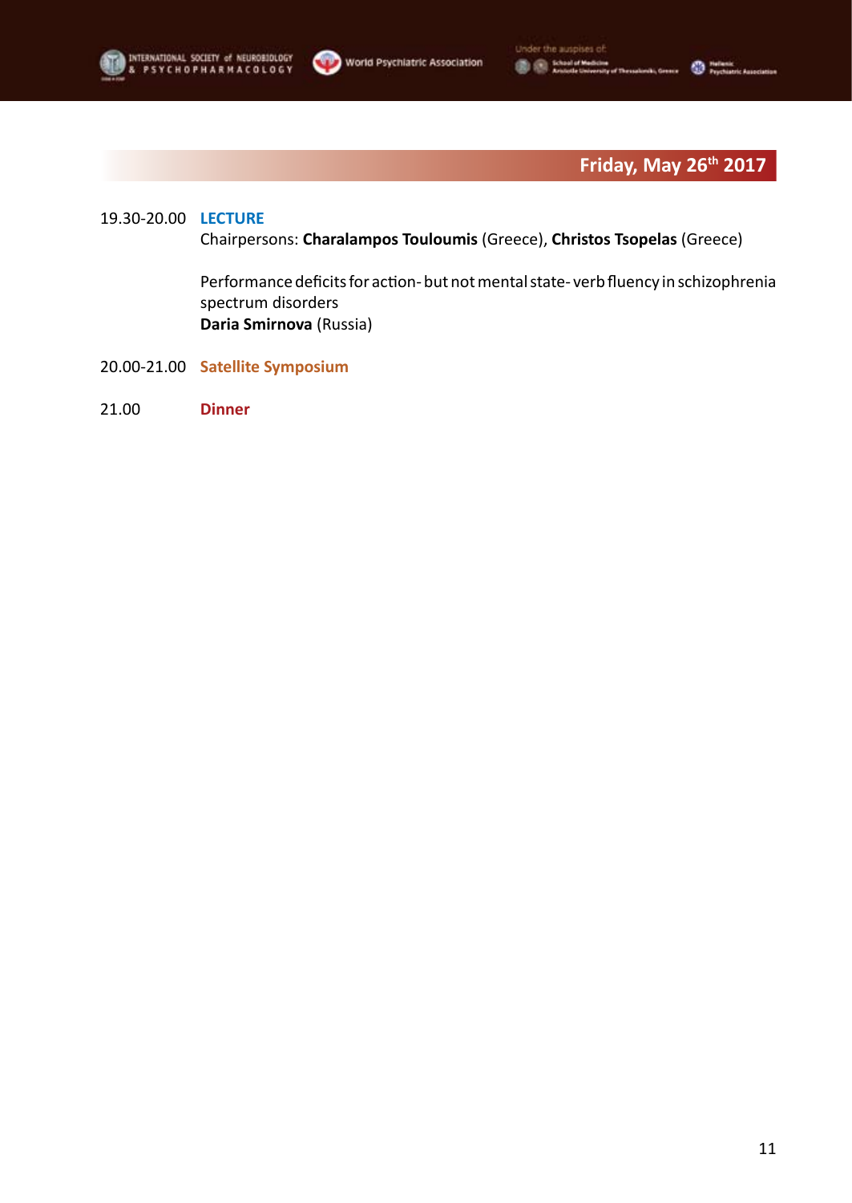## Friday, May 26th 2017

19.30-20.00 **LECTURE**

Chairpersons: **Charalampos Touloumis** (Greece), **Christos Tsopelas** (Greece)

Performance deficits for action- but not mental state- verb fluency in schizophrenia spectrum disorders
**Daria Smirnova** (Russia)

20.00-21.00 **Satellite Symposium**

21.00 **Dinner**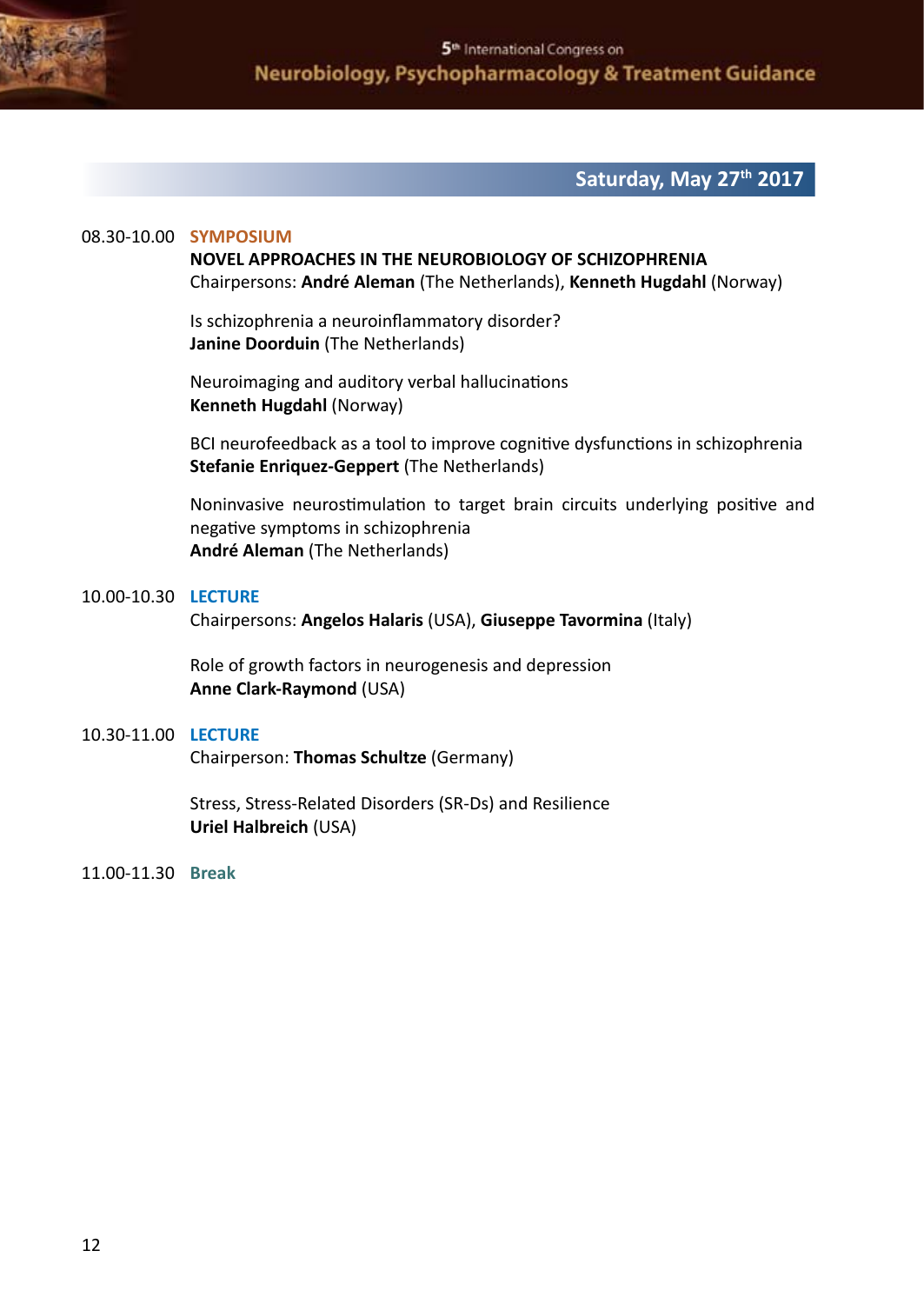## Saturday, May 27th 2017

08.30-10.00 **SYMPOSIUM**

**NOVEL APPROACHES IN THE NEUROBIOLOGY OF SCHIZOPHRENIA**
Chairpersons: **André Aleman** (The Netherlands), **Kenneth Hugdahl** (Norway)

Is schizophrenia a neuroinflammatory disorder?
**Janine Doorduin** (The Netherlands)

Neuroimaging and auditory verbal hallucinations
**Kenneth Hugdahl** (Norway)

BCI neurofeedback as a tool to improve cognitive dysfunctions in schizophrenia
**Stefanie Enriquez-Geppert** (The Netherlands)

Noninvasive neurostimulation to target brain circuits underlying positive and negative symptoms in schizophrenia
**André Aleman** (The Netherlands)

10.00-10.30 **LECTURE**

Chairpersons: **Angelos Halaris** (USA), **Giuseppe Tavormina** (Italy)

Role of growth factors in neurogenesis and depression
**Anne Clark-Raymond** (USA)

10.30-11.00 **LECTURE**

Chairperson: **Thomas Schultze** (Germany)

Stress, Stress-Related Disorders (SR-Ds) and Resilience
**Uriel Halbreich** (USA)

11.00-11.30 **Break**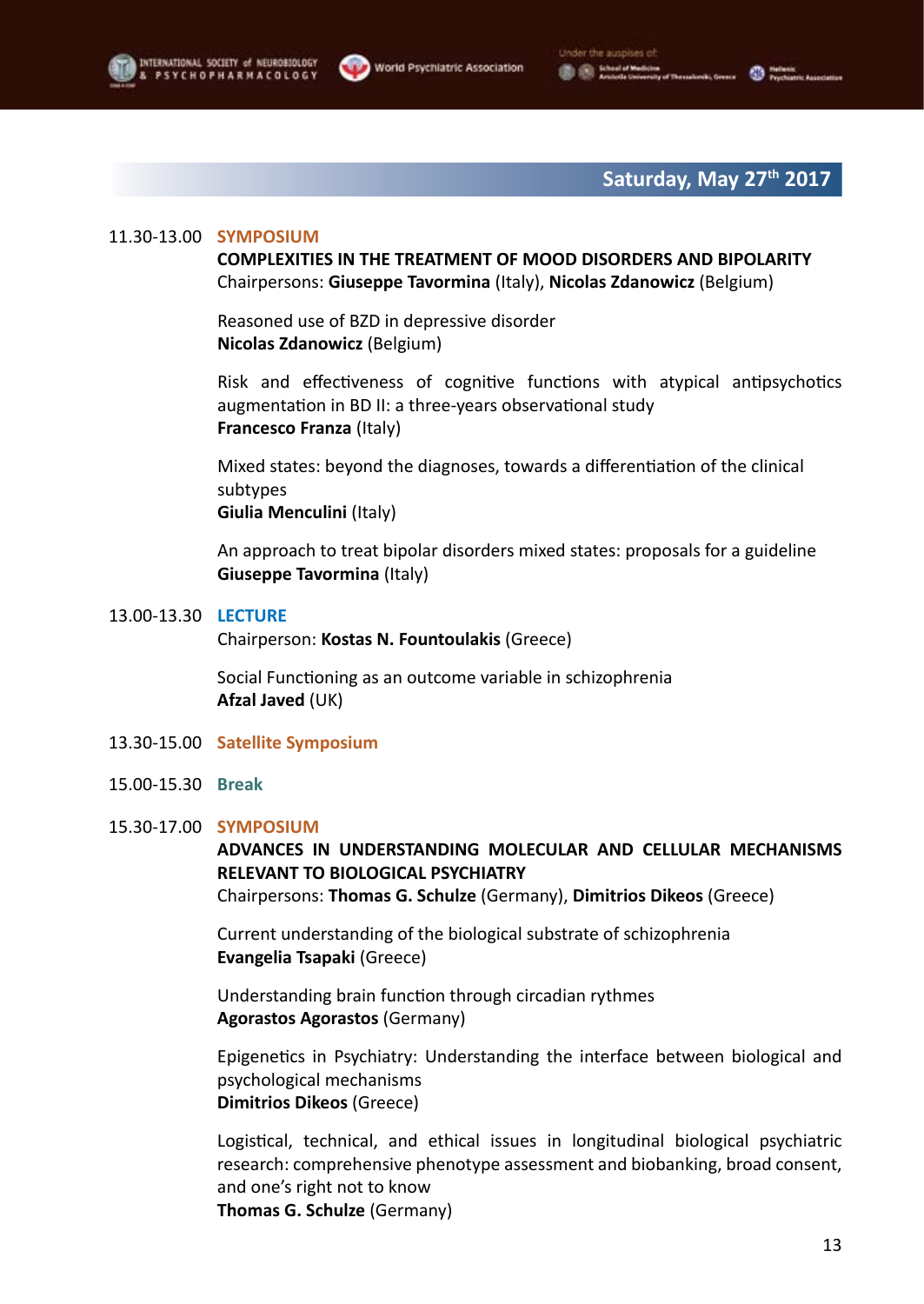## Saturday, May 27th 2017

**11.30-13.00 SYMPOSIUM**

**COMPLEXITIES IN THE TREATMENT OF MOOD DISORDERS AND BIPOLARITY**
Chairpersons: **Giuseppe Tavormina** (Italy), **Nicolas Zdanowicz** (Belgium)

Reasoned use of BZD in depressive disorder
**Nicolas Zdanowicz** (Belgium)

Risk and effectiveness of cognitive functions with atypical antipsychotics augmentation in BD II: a three-years observational study
**Francesco Franza** (Italy)

Mixed states: beyond the diagnoses, towards a differentiation of the clinical subtypes
**Giulia Menculini** (Italy)

An approach to treat bipolar disorders mixed states: proposals for a guideline
**Giuseppe Tavormina** (Italy)

**13.00-13.30 LECTURE**

Chairperson: **Kostas N. Fountoulakis** (Greece)

Social Functioning as an outcome variable in schizophrenia
**Afzal Javed** (UK)

**13.30-15.00 Satellite Symposium**

**15.00-15.30 Break**

**15.30-17.00 SYMPOSIUM**

**ADVANCES IN UNDERSTANDING MOLECULAR AND CELLULAR MECHANISMS RELEVANT TO BIOLOGICAL PSYCHIATRY**
Chairpersons: **Thomas G. Schulze** (Germany), **Dimitrios Dikeos** (Greece)

Current understanding of the biological substrate of schizophrenia
**Evangelia Tsapaki** (Greece)

Understanding brain function through circadian rythmes
**Agorastos Agorastos** (Germany)

Epigenetics in Psychiatry: Understanding the interface between biological and psychological mechanisms
**Dimitrios Dikeos** (Greece)

Logistical, technical, and ethical issues in longitudinal biological psychiatric research: comprehensive phenotype assessment and biobanking, broad consent, and one's right not to know
**Thomas G. Schulze** (Germany)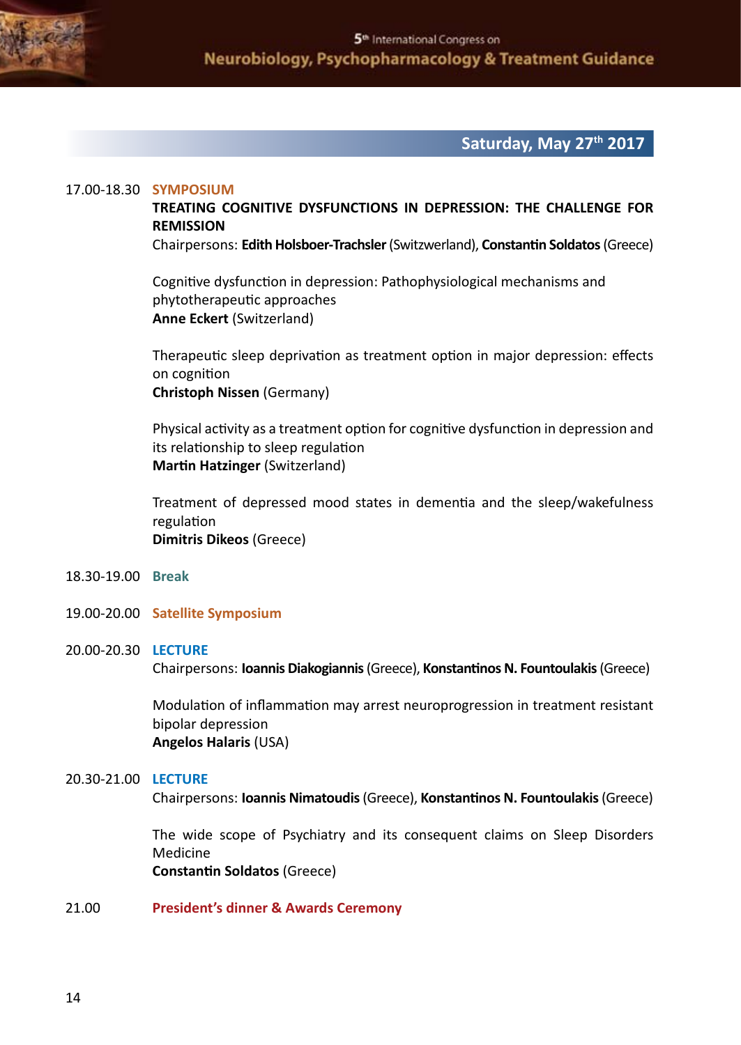## Saturday, May 27th 2017

**17.00-18.30 SYMPOSIUM**

**TREATING COGNITIVE DYSFUNCTIONS IN DEPRESSION: THE CHALLENGE FOR REMISSION**

Chairpersons: **Edith Holsboer-Trachsler** (Switzerland), **Constantin Soldatos** (Greece)

Cognitive dysfunction in depression: Pathophysiological mechanisms and phytotherapeutic approaches
**Anne Eckert** (Switzerland)

Therapeutic sleep deprivation as treatment option in major depression: effects on cognition
**Christoph Nissen** (Germany)

Physical activity as a treatment option for cognitive dysfunction in depression and its relationship to sleep regulation
**Martin Hatzinger** (Switzerland)

Treatment of depressed mood states in dementia and the sleep/wakefulness regulation
**Dimitris Dikeos** (Greece)

**18.30-19.00 Break**

**19.00-20.00 Satellite Symposium**

**20.00-20.30 LECTURE**

Chairpersons: **Ioannis Diakogiannis** (Greece), **Konstantinos N. Fountoulakis** (Greece)

Modulation of inflammation may arrest neuroprogression in treatment resistant bipolar depression
**Angelos Halaris** (USA)

**20.30-21.00 LECTURE**

Chairpersons: **Ioannis Nimatoudis** (Greece), **Konstantinos N. Fountoulakis** (Greece)

The wide scope of Psychiatry and its consequent claims on Sleep Disorders Medicine
**Constantin Soldatos** (Greece)

**21.00 President's dinner & Awards Ceremony**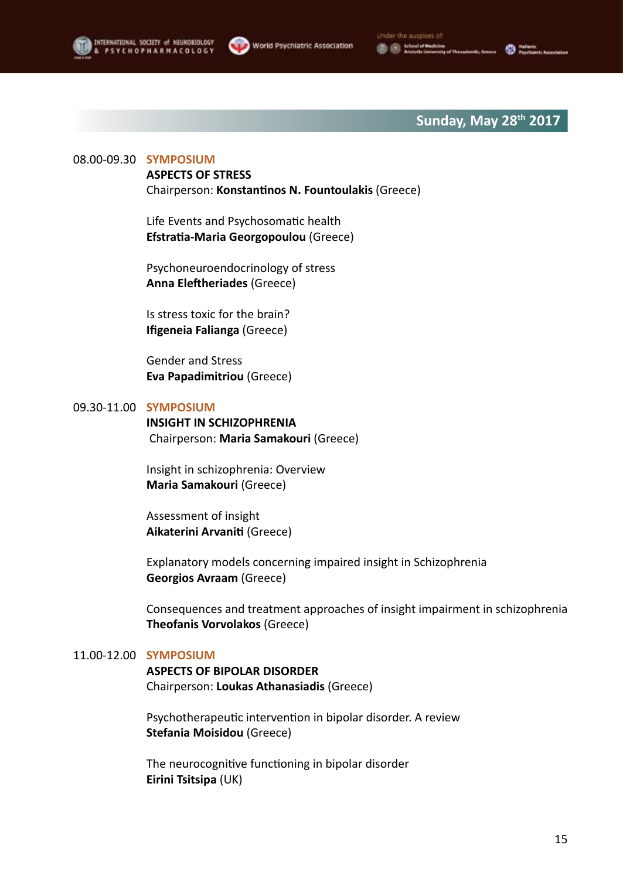## Sunday, May 28th 2017

08.00-09.30 **SYMPOSIUM**

**ASPECTS OF STRESS**

Chairperson: **Konstantinos N. Fountoulakis** (Greece)

Life Events and Psychosomatic health
**Efstratia-Maria Georgopoulou** (Greece)

Psychoneuroendocrinology of stress
**Anna Eleftheriades** (Greece)

Is stress toxic for the brain?
**Ifigeneia Falianga** (Greece)

Gender and Stress
**Eva Papadimitriou** (Greece)

09.30-11.00 **SYMPOSIUM**

**INSIGHT IN SCHIZOPHRENIA**

Chairperson: **Maria Samakouri** (Greece)

Insight in schizophrenia: Overview
**Maria Samakouri** (Greece)

Assessment of insight
**Aikaterini Arvaniti** (Greece)

Explanatory models concerning impaired insight in Schizophrenia
**Georgios Avraam** (Greece)

Consequences and treatment approaches of insight impairment in schizophrenia
**Theofanis Vorvolakos** (Greece)

11.00-12.00 **SYMPOSIUM**

**ASPECTS OF BIPOLAR DISORDER**

Chairperson: **Loukas Athanasiadis** (Greece)

Psychotherapeutic intervention in bipolar disorder. A review
**Stefania Moisidou** (Greece)

The neurocognitive functioning in bipolar disorder
**Eirini Tsitsipa** (UK)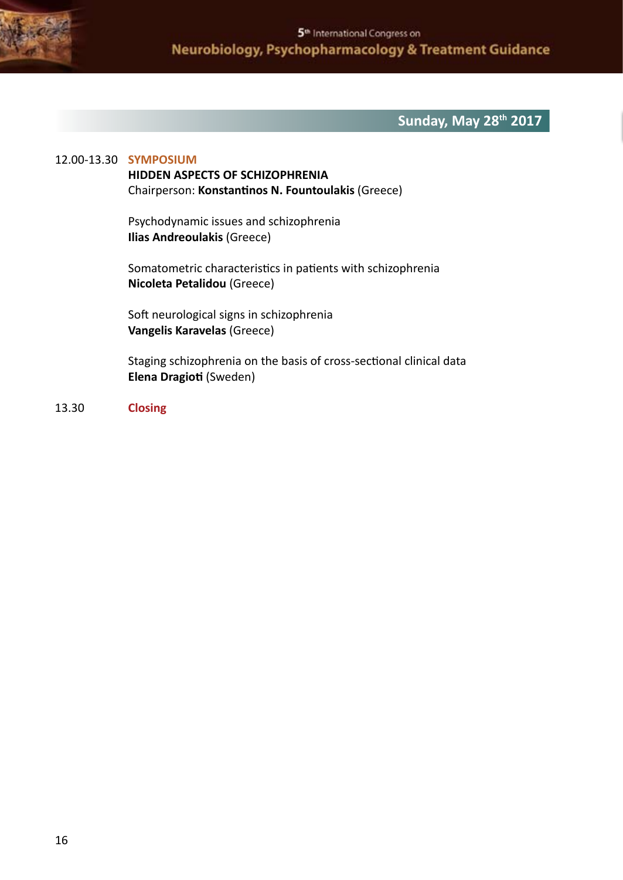## Sunday, May 28th 2017

12.00-13.30 **SYMPOSIUM**

**HIDDEN ASPECTS OF SCHIZOPHRENIA**

Chairperson: **Konstantinos N. Fountoulakis** (Greece)

Psychodynamic issues and schizophrenia
**Ilias Andreoulakis** (Greece)

Somatometric characteristics in patients with schizophrenia
**Nicoleta Petalidou** (Greece)

Soft neurological signs in schizophrenia
**Vangelis Karavelas** (Greece)

Staging schizophrenia on the basis of cross-sectional clinical data
**Elena Dragioti** (Sweden)

13.30 **Closing**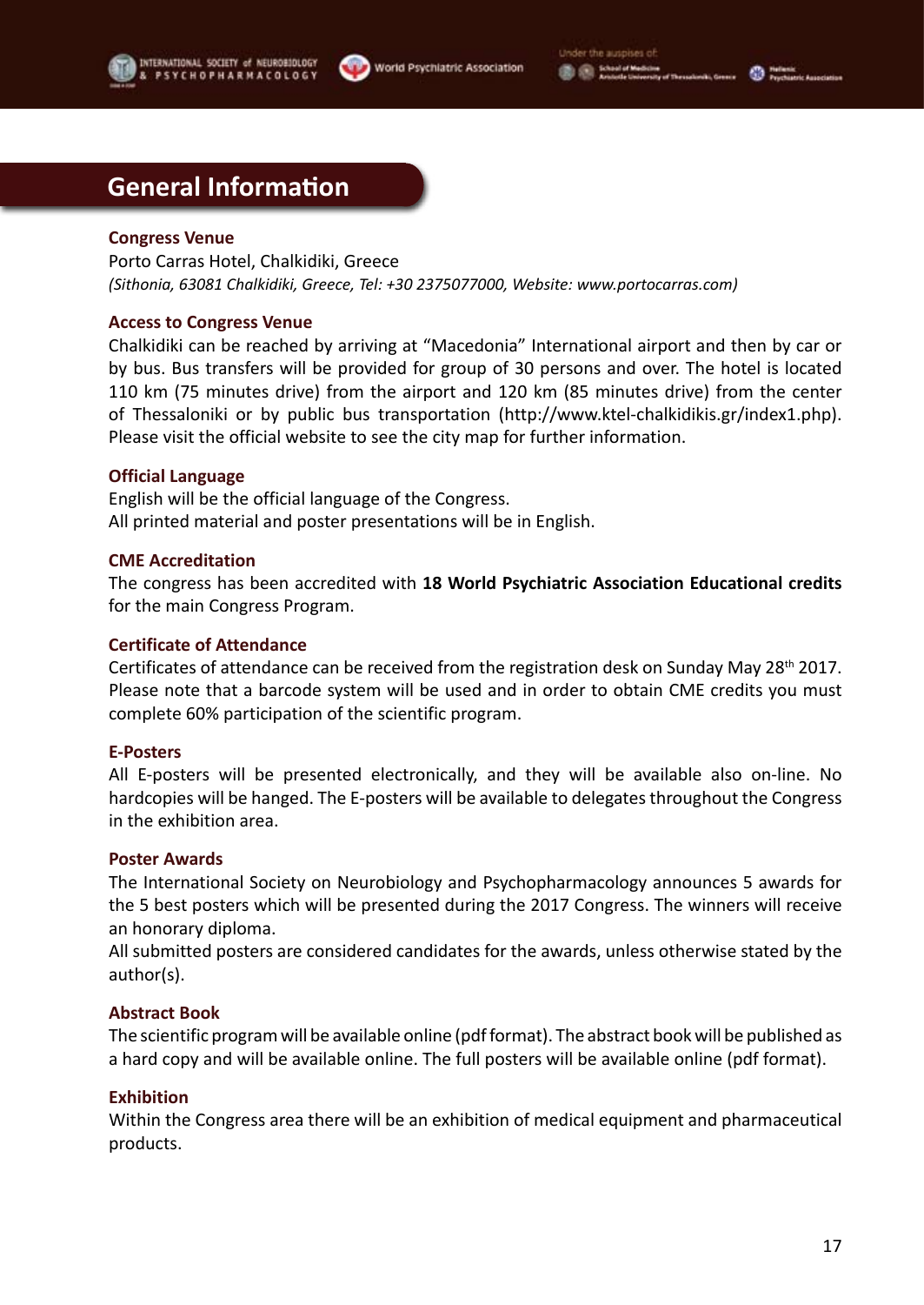## General Information

### Congress Venue

Porto Carras Hotel, Chalkidiki, Greece
*(Sithonia, 63081 Chalkidiki, Greece, Tel: +30 2375077000, Website: www.portocarras.com)*

### Access to Congress Venue

Chalkidiki can be reached by arriving at "Macedonia" International airport and then by car or by bus. Bus transfers will be provided for group of 30 persons and over. The hotel is located 110 km (75 minutes drive) from the airport and 120 km (85 minutes drive) from the center of Thessaloniki or by public bus transportation (http://www.ktel-chalkidikis.gr/index1.php). Please visit the official website to see the city map for further information.

### Official Language

English will be the official language of the Congress.
All printed material and poster presentations will be in English.

### CME Accreditation

The congress has been accredited with **18 World Psychiatric Association Educational credits** for the main Congress Program.

### Certificate of Attendance

Certificates of attendance can be received from the registration desk on Sunday May 28th 2017. Please note that a barcode system will be used and in order to obtain CME credits you must complete 60% participation of the scientific program.

### E-Posters

All E-posters will be presented electronically, and they will be available also on-line. No hardcopies will be hanged. The E-posters will be available to delegates throughout the Congress in the exhibition area.

### Poster Awards

The International Society on Neurobiology and Psychopharmacology announces 5 awards for the 5 best posters which will be presented during the 2017 Congress. The winners will receive an honorary diploma.
All submitted posters are considered candidates for the awards, unless otherwise stated by the author(s).

### Abstract Book

The scientific program will be available online (pdf format). The abstract book will be published as a hard copy and will be available online. The full posters will be available online (pdf format).

### Exhibition

Within the Congress area there will be an exhibition of medical equipment and pharmaceutical products.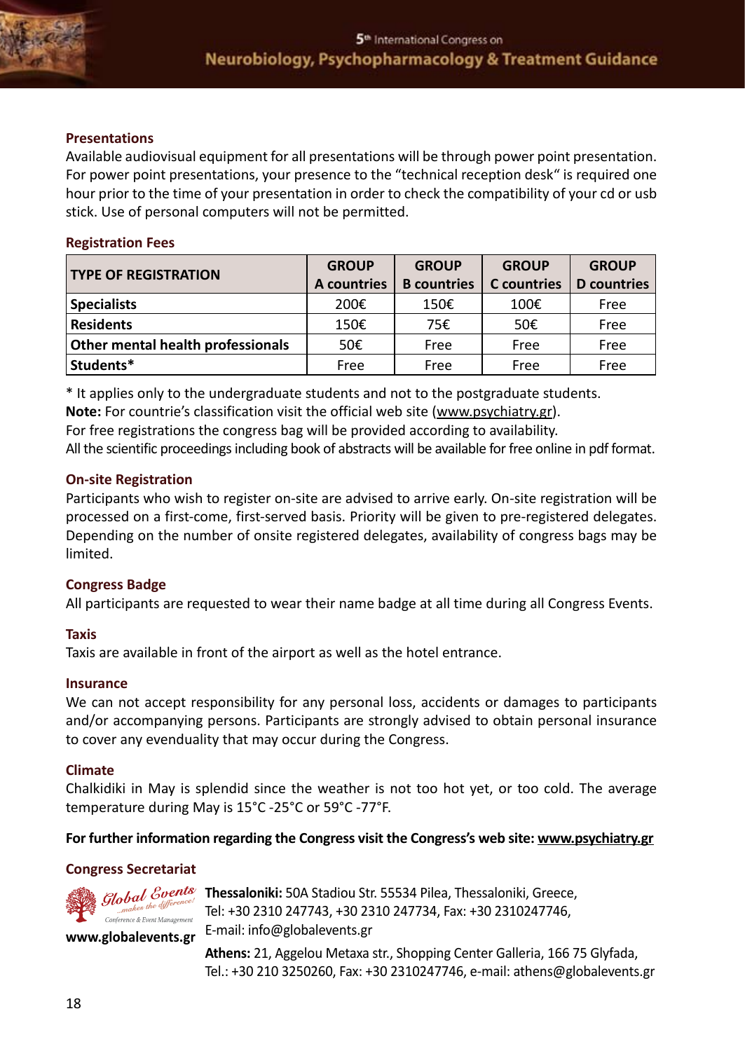## Presentations

Available audiovisual equipment for all presentations will be through power point presentation. For power point presentations, your presence to the "technical reception desk" is required one hour prior to the time of your presentation in order to check the compatibility of your cd or usb stick. Use of personal computers will not be permitted.

## Registration Fees

| TYPE OF REGISTRATION | GROUP A countries | GROUP B countries | GROUP C countries | GROUP D countries |
|---|---|---|---|---|
| **Specialists** | 200€ | 150€ | 100€ | Free |
| **Residents** | 150€ | 75€ | 50€ | Free |
| **Other mental health professionals** | 50€ | Free | Free | Free |
| **Students*** | Free | Free | Free | Free |

* It applies only to the undergraduate students and not to the postgraduate students.
**Note:** For countrie's classification visit the official web site (www.psychiatry.gr).
For free registrations the congress bag will be provided according to availability.
All the scientific proceedings including book of abstracts will be available for free online in pdf format.

## On-site Registration

Participants who wish to register on-site are advised to arrive early. On-site registration will be processed on a first-come, first-served basis. Priority will be given to pre-registered delegates. Depending on the number of onsite registered delegates, availability of congress bags may be limited.

## Congress Badge

All participants are requested to wear their name badge at all time during all Congress Events.

## Taxis

Taxis are available in front of the airport as well as the hotel entrance.

## Insurance

We can not accept responsibility for any personal loss, accidents or damages to participants and/or accompanying persons. Participants are strongly advised to obtain personal insurance to cover any evenduality that may occur during the Congress.

## Climate

Chalkidiki in May is splendid since the weather is not too hot yet, or too cold. The average temperature during May is 15°C -25°C or 59°C -77°F.

**For further information regarding the Congress visit the Congress's web site: www.psychiatry.gr**

## Congress Secretariat

Global Events ...makes the difference! Conference & Event Management

**www.globalevents.gr**

**Thessaloniki:** 50A Stadiou Str. 55534 Pilea, Thessaloniki, Greece,
Tel: +30 2310 247743, +30 2310 247734, Fax: +30 2310247746,
E-mail: info@globalevents.gr

**Athens:** 21, Aggelou Metaxa str., Shopping Center Galleria, 166 75 Glyfada,
Tel.: +30 210 3250260, Fax: +30 2310247746, e-mail: athens@globalevents.gr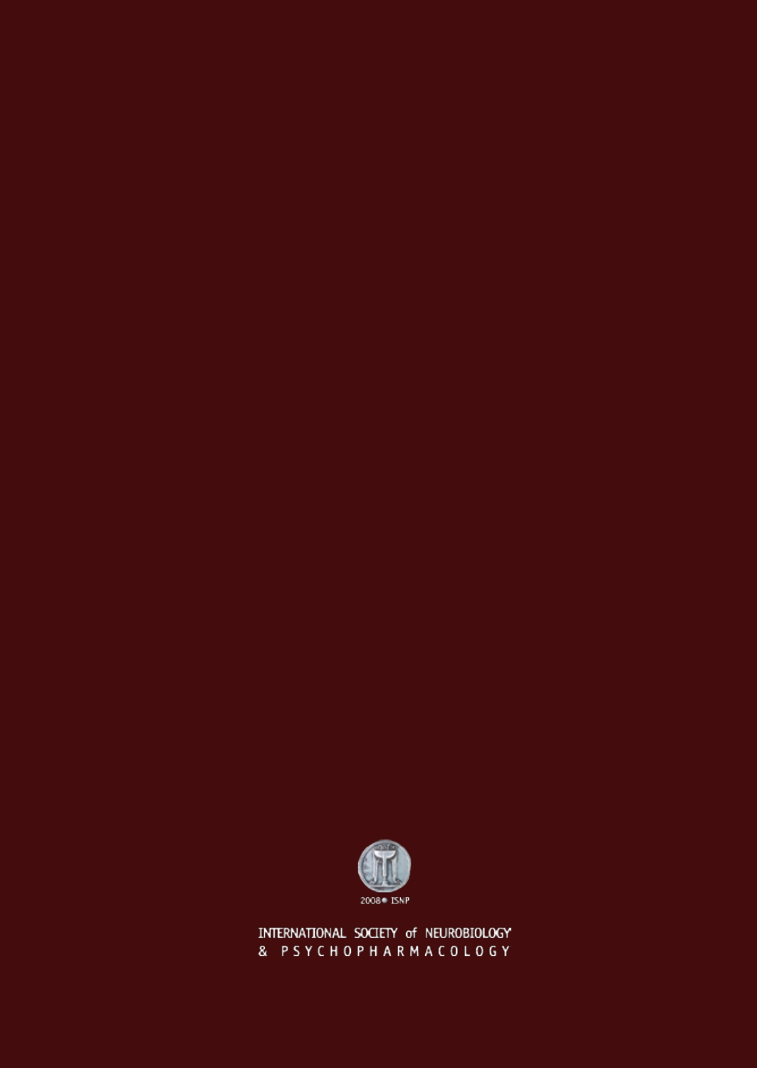2008© ISNP

INTERNATIONAL SOCIETY of NEUROBIOLOGY
& PSYCHOPHARMACOLOGY